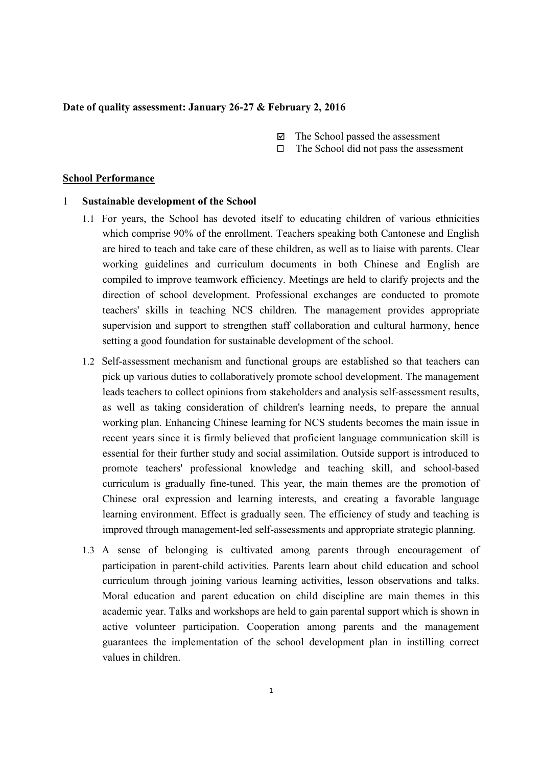**Date of quality assessment: January 26-27 & February 2, 2016**

☑ The School passed the assessment
☐ The School did not pass the assessment

**School Performance**

1 **Sustainable development of the School**

1.1 For years, the School has devoted itself to educating children of various ethnicities which comprise 90% of the enrollment. Teachers speaking both Cantonese and English are hired to teach and take care of these children, as well as to liaise with parents. Clear working guidelines and curriculum documents in both Chinese and English are compiled to improve teamwork efficiency. Meetings are held to clarify projects and the direction of school development. Professional exchanges are conducted to promote teachers' skills in teaching NCS children. The management provides appropriate supervision and support to strengthen staff collaboration and cultural harmony, hence setting a good foundation for sustainable development of the school.

1.2 Self-assessment mechanism and functional groups are established so that teachers can pick up various duties to collaboratively promote school development. The management leads teachers to collect opinions from stakeholders and analysis self-assessment results, as well as taking consideration of children's learning needs, to prepare the annual working plan. Enhancing Chinese learning for NCS students becomes the main issue in recent years since it is firmly believed that proficient language communication skill is essential for their further study and social assimilation. Outside support is introduced to promote teachers' professional knowledge and teaching skill, and school-based curriculum is gradually fine-tuned. This year, the main themes are the promotion of Chinese oral expression and learning interests, and creating a favorable language learning environment. Effect is gradually seen. The efficiency of study and teaching is improved through management-led self-assessments and appropriate strategic planning.

1.3 A sense of belonging is cultivated among parents through encouragement of participation in parent-child activities. Parents learn about child education and school curriculum through joining various learning activities, lesson observations and talks. Moral education and parent education on child discipline are main themes in this academic year. Talks and workshops are held to gain parental support which is shown in active volunteer participation. Cooperation among parents and the management guarantees the implementation of the school development plan in instilling correct values in children.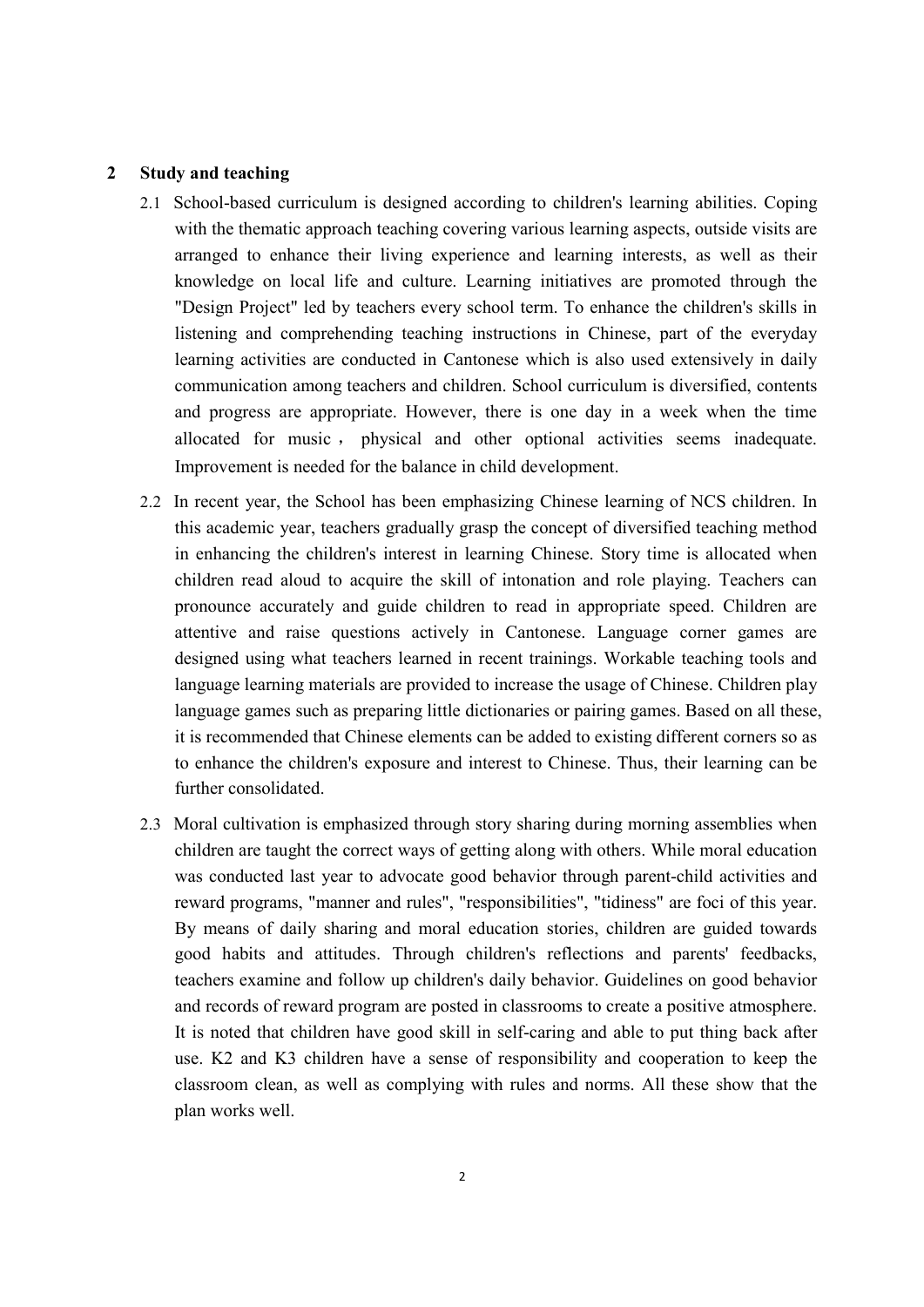## 2 Study and teaching

2.1 School-based curriculum is designed according to children's learning abilities. Coping with the thematic approach teaching covering various learning aspects, outside visits are arranged to enhance their living experience and learning interests, as well as their knowledge on local life and culture. Learning initiatives are promoted through the "Design Project" led by teachers every school term. To enhance the children's skills in listening and comprehending teaching instructions in Chinese, part of the everyday learning activities are conducted in Cantonese which is also used extensively in daily communication among teachers and children. School curriculum is diversified, contents and progress are appropriate. However, there is one day in a week when the time allocated for music， physical and other optional activities seems inadequate. Improvement is needed for the balance in child development.

2.2 In recent year, the School has been emphasizing Chinese learning of NCS children. In this academic year, teachers gradually grasp the concept of diversified teaching method in enhancing the children's interest in learning Chinese. Story time is allocated when children read aloud to acquire the skill of intonation and role playing. Teachers can pronounce accurately and guide children to read in appropriate speed. Children are attentive and raise questions actively in Cantonese. Language corner games are designed using what teachers learned in recent trainings. Workable teaching tools and language learning materials are provided to increase the usage of Chinese. Children play language games such as preparing little dictionaries or pairing games. Based on all these, it is recommended that Chinese elements can be added to existing different corners so as to enhance the children's exposure and interest to Chinese. Thus, their learning can be further consolidated.

2.3 Moral cultivation is emphasized through story sharing during morning assemblies when children are taught the correct ways of getting along with others. While moral education was conducted last year to advocate good behavior through parent-child activities and reward programs, "manner and rules", "responsibilities", "tidiness" are foci of this year. By means of daily sharing and moral education stories, children are guided towards good habits and attitudes. Through children's reflections and parents' feedbacks, teachers examine and follow up children's daily behavior. Guidelines on good behavior and records of reward program are posted in classrooms to create a positive atmosphere. It is noted that children have good skill in self-caring and able to put thing back after use. K2 and K3 children have a sense of responsibility and cooperation to keep the classroom clean, as well as complying with rules and norms. All these show that the plan works well.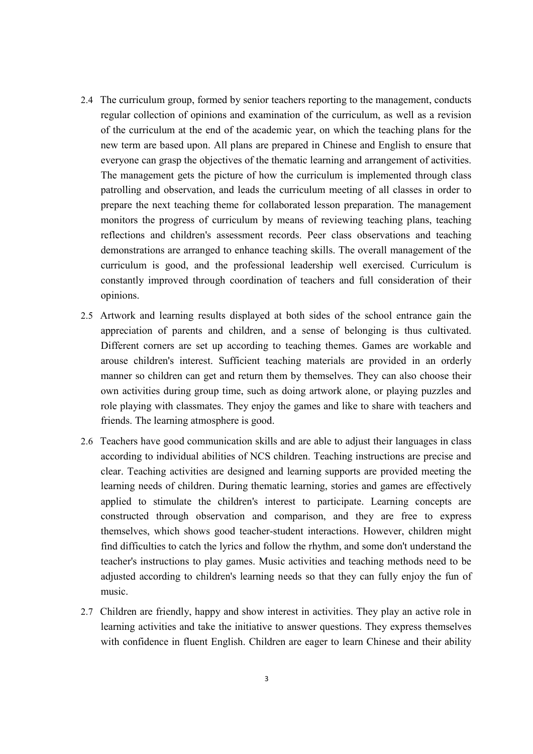2.4 The curriculum group, formed by senior teachers reporting to the management, conducts regular collection of opinions and examination of the curriculum, as well as a revision of the curriculum at the end of the academic year, on which the teaching plans for the new term are based upon. All plans are prepared in Chinese and English to ensure that everyone can grasp the objectives of the thematic learning and arrangement of activities. The management gets the picture of how the curriculum is implemented through class patrolling and observation, and leads the curriculum meeting of all classes in order to prepare the next teaching theme for collaborated lesson preparation. The management monitors the progress of curriculum by means of reviewing teaching plans, teaching reflections and children's assessment records. Peer class observations and teaching demonstrations are arranged to enhance teaching skills. The overall management of the curriculum is good, and the professional leadership well exercised. Curriculum is constantly improved through coordination of teachers and full consideration of their opinions.

2.5 Artwork and learning results displayed at both sides of the school entrance gain the appreciation of parents and children, and a sense of belonging is thus cultivated. Different corners are set up according to teaching themes. Games are workable and arouse children's interest. Sufficient teaching materials are provided in an orderly manner so children can get and return them by themselves. They can also choose their own activities during group time, such as doing artwork alone, or playing puzzles and role playing with classmates. They enjoy the games and like to share with teachers and friends. The learning atmosphere is good.

2.6 Teachers have good communication skills and are able to adjust their languages in class according to individual abilities of NCS children. Teaching instructions are precise and clear. Teaching activities are designed and learning supports are provided meeting the learning needs of children. During thematic learning, stories and games are effectively applied to stimulate the children's interest to participate. Learning concepts are constructed through observation and comparison, and they are free to express themselves, which shows good teacher-student interactions. However, children might find difficulties to catch the lyrics and follow the rhythm, and some don't understand the teacher's instructions to play games. Music activities and teaching methods need to be adjusted according to children's learning needs so that they can fully enjoy the fun of music.

2.7 Children are friendly, happy and show interest in activities. They play an active role in learning activities and take the initiative to answer questions. They express themselves with confidence in fluent English. Children are eager to learn Chinese and their ability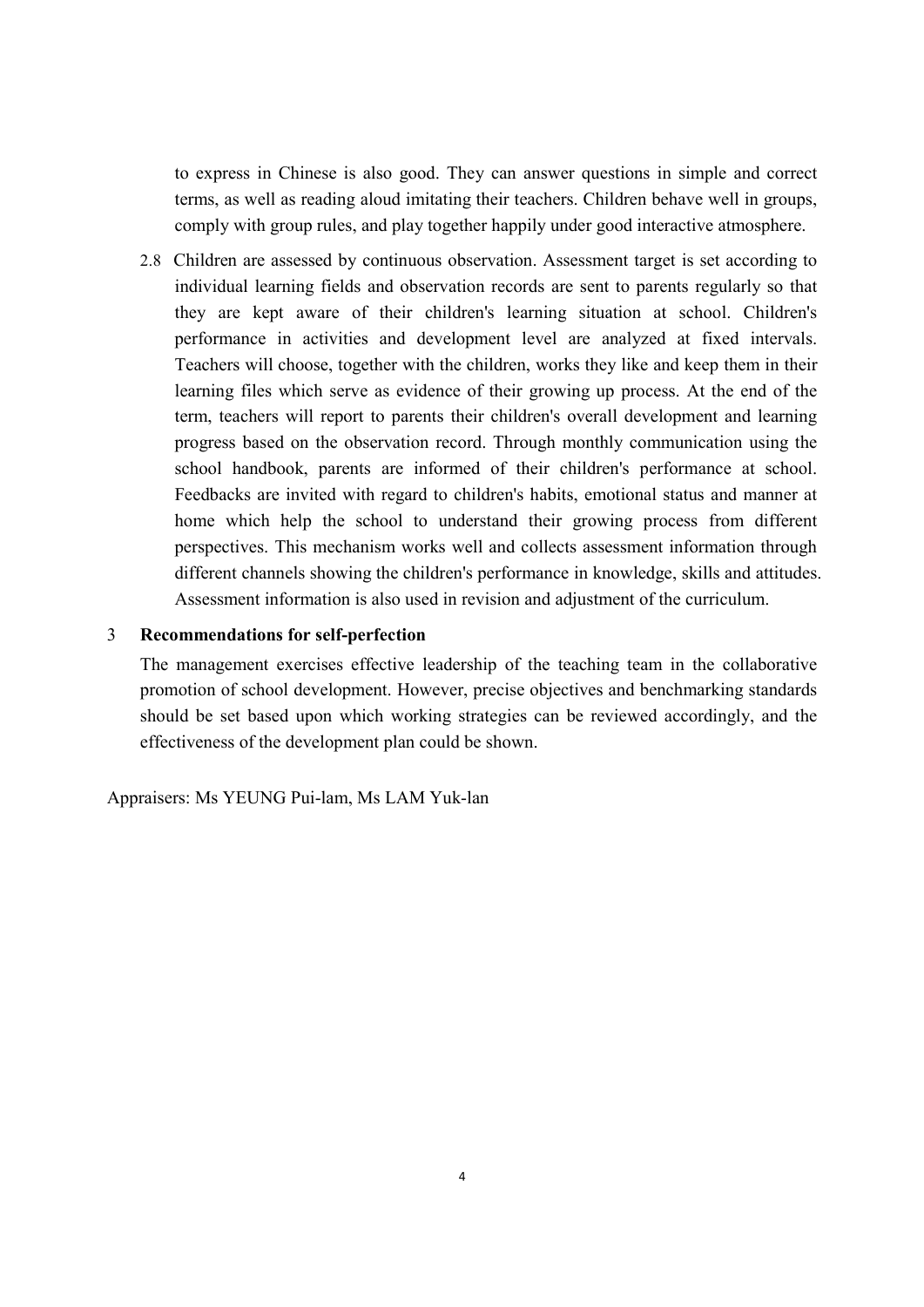to express in Chinese is also good. They can answer questions in simple and correct terms, as well as reading aloud imitating their teachers. Children behave well in groups, comply with group rules, and play together happily under good interactive atmosphere.

2.8 Children are assessed by continuous observation. Assessment target is set according to individual learning fields and observation records are sent to parents regularly so that they are kept aware of their children's learning situation at school. Children's performance in activities and development level are analyzed at fixed intervals. Teachers will choose, together with the children, works they like and keep them in their learning files which serve as evidence of their growing up process. At the end of the term, teachers will report to parents their children's overall development and learning progress based on the observation record. Through monthly communication using the school handbook, parents are informed of their children's performance at school. Feedbacks are invited with regard to children's habits, emotional status and manner at home which help the school to understand their growing process from different perspectives. This mechanism works well and collects assessment information through different channels showing the children's performance in knowledge, skills and attitudes. Assessment information is also used in revision and adjustment of the curriculum.

## 3 Recommendations for self-perfection

The management exercises effective leadership of the teaching team in the collaborative promotion of school development. However, precise objectives and benchmarking standards should be set based upon which working strategies can be reviewed accordingly, and the effectiveness of the development plan could be shown.

Appraisers: Ms YEUNG Pui-lam, Ms LAM Yuk-lan